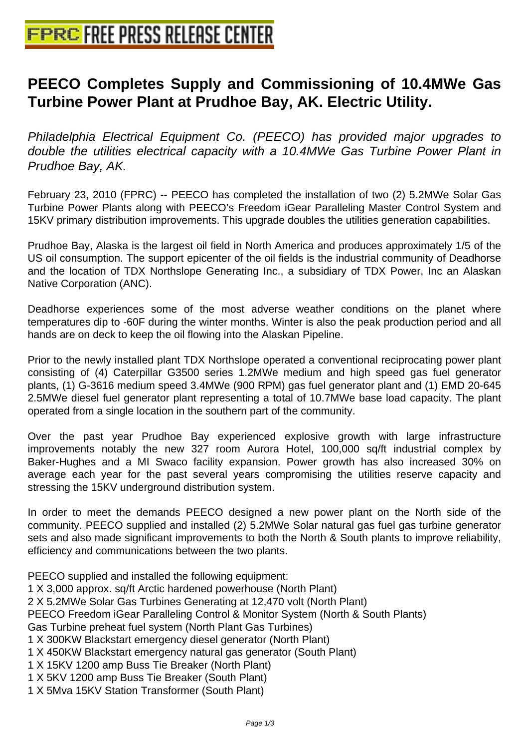# FPRC FREE PRESS RELEASE CENTER

## PEECO Completes Supply and Commissioning of 10.4MWe Gas Turbine Power Plant at Prudhoe Bay, AK. Electric Utility.

*Philadelphia Electrical Equipment Co. (PEECO) has provided major upgrades to double the utilities electrical capacity with a 10.4MWe Gas Turbine Power Plant in Prudhoe Bay, AK.*

February 23, 2010 (FPRC) -- PEECO has completed the installation of two (2) 5.2MWe Solar Gas Turbine Power Plants along with PEECO's Freedom iGear Paralleling Master Control System and 15KV primary distribution improvements. This upgrade doubles the utilities generation capabilities.

Prudhoe Bay, Alaska is the largest oil field in North America and produces approximately 1/5 of the US oil consumption. The support epicenter of the oil fields is the industrial community of Deadhorse and the location of TDX Northslope Generating Inc., a subsidiary of TDX Power, Inc an Alaskan Native Corporation (ANC).

Deadhorse experiences some of the most adverse weather conditions on the planet where temperatures dip to -60F during the winter months. Winter is also the peak production period and all hands are on deck to keep the oil flowing into the Alaskan Pipeline.

Prior to the newly installed plant TDX Northslope operated a conventional reciprocating power plant consisting of (4) Caterpillar G3500 series 1.2MWe medium and high speed gas fuel generator plants, (1) G-3616 medium speed 3.4MWe (900 RPM) gas fuel generator plant and (1) EMD 20-645 2.5MWe diesel fuel generator plant representing a total of 10.7MWe base load capacity. The plant operated from a single location in the southern part of the community.

Over the past year Prudhoe Bay experienced explosive growth with large infrastructure improvements notably the new 327 room Aurora Hotel, 100,000 sq/ft industrial complex by Baker-Hughes and a MI Swaco facility expansion. Power growth has also increased 30% on average each year for the past several years compromising the utilities reserve capacity and stressing the 15KV underground distribution system.

In order to meet the demands PEECO designed a new power plant on the North side of the community. PEECO supplied and installed (2) 5.2MWe Solar natural gas fuel gas turbine generator sets and also made significant improvements to both the North & South plants to improve reliability, efficiency and communications between the two plants.

PEECO supplied and installed the following equipment:
1 X 3,000 approx. sq/ft Arctic hardened powerhouse (North Plant)
2 X 5.2MWe Solar Gas Turbines Generating at 12,470 volt (North Plant)
PEECO Freedom iGear Paralleling Control & Monitor System (North & South Plants)
Gas Turbine preheat fuel system (North Plant Gas Turbines)
1 X 300KW Blackstart emergency diesel generator (North Plant)
1 X 450KW Blackstart emergency natural gas generator (South Plant)
1 X 15KV 1200 amp Buss Tie Breaker (North Plant)
1 X 5KV 1200 amp Buss Tie Breaker (South Plant)
1 X 5Mva 15KV Station Transformer (South Plant)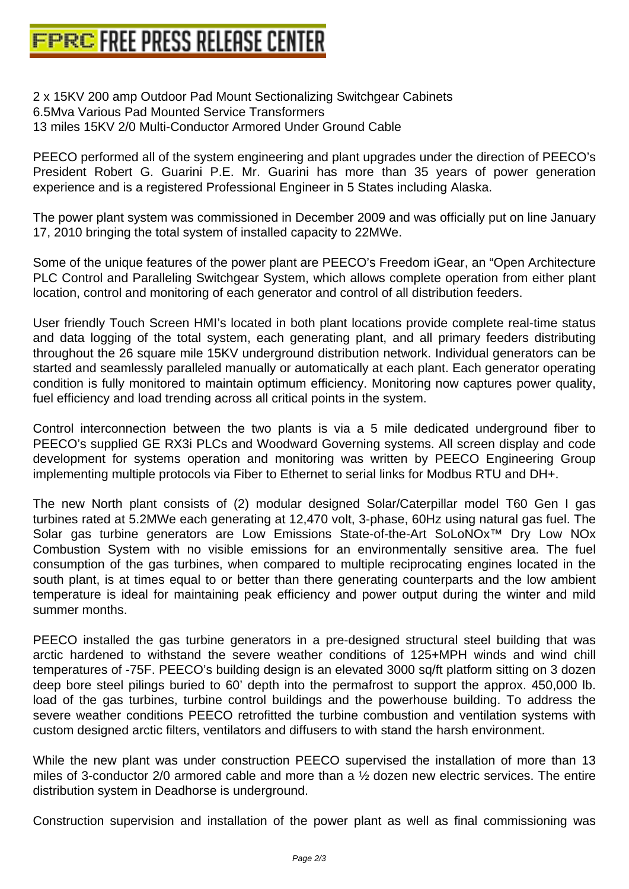2 x 15KV 200 amp Outdoor Pad Mount Sectionalizing Switchgear Cabinets
6.5Mva Various Pad Mounted Service Transformers
13 miles 15KV 2/0 Multi-Conductor Armored Under Ground Cable

PEECO performed all of the system engineering and plant upgrades under the direction of PEECO's President Robert G. Guarini P.E. Mr. Guarini has more than 35 years of power generation experience and is a registered Professional Engineer in 5 States including Alaska.

The power plant system was commissioned in December 2009 and was officially put on line January 17, 2010 bringing the total system of installed capacity to 22MWe.

Some of the unique features of the power plant are PEECO's Freedom iGear, an "Open Architecture PLC Control and Paralleling Switchgear System, which allows complete operation from either plant location, control and monitoring of each generator and control of all distribution feeders.

User friendly Touch Screen HMI's located in both plant locations provide complete real-time status and data logging of the total system, each generating plant, and all primary feeders distributing throughout the 26 square mile 15KV underground distribution network. Individual generators can be started and seamlessly paralleled manually or automatically at each plant. Each generator operating condition is fully monitored to maintain optimum efficiency. Monitoring now captures power quality, fuel efficiency and load trending across all critical points in the system.

Control interconnection between the two plants is via a 5 mile dedicated underground fiber to PEECO's supplied GE RX3i PLCs and Woodward Governing systems. All screen display and code development for systems operation and monitoring was written by PEECO Engineering Group implementing multiple protocols via Fiber to Ethernet to serial links for Modbus RTU and DH+.

The new North plant consists of (2) modular designed Solar/Caterpillar model T60 Gen I gas turbines rated at 5.2MWe each generating at 12,470 volt, 3-phase, 60Hz using natural gas fuel. The Solar gas turbine generators are Low Emissions State-of-the-Art SoLoNOx™ Dry Low NOx Combustion System with no visible emissions for an environmentally sensitive area. The fuel consumption of the gas turbines, when compared to multiple reciprocating engines located in the south plant, is at times equal to or better than there generating counterparts and the low ambient temperature is ideal for maintaining peak efficiency and power output during the winter and mild summer months.

PEECO installed the gas turbine generators in a pre-designed structural steel building that was arctic hardened to withstand the severe weather conditions of 125+MPH winds and wind chill temperatures of -75F. PEECO's building design is an elevated 3000 sq/ft platform sitting on 3 dozen deep bore steel pilings buried to 60' depth into the permafrost to support the approx. 450,000 lb. load of the gas turbines, turbine control buildings and the powerhouse building. To address the severe weather conditions PEECO retrofitted the turbine combustion and ventilation systems with custom designed arctic filters, ventilators and diffusers to with stand the harsh environment.

While the new plant was under construction PEECO supervised the installation of more than 13 miles of 3-conductor 2/0 armored cable and more than a ½ dozen new electric services. The entire distribution system in Deadhorse is underground.

Construction supervision and installation of the power plant as well as final commissioning was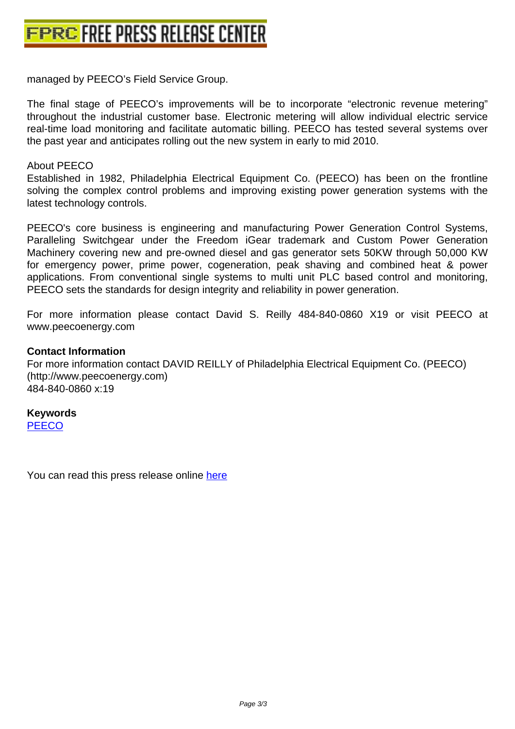managed by PEECO's Field Service Group.

The final stage of PEECO's improvements will be to incorporate "electronic revenue metering" throughout the industrial customer base. Electronic metering will allow individual electric service real-time load monitoring and facilitate automatic billing. PEECO has tested several systems over the past year and anticipates rolling out the new system in early to mid 2010.

About PEECO
Established in 1982, Philadelphia Electrical Equipment Co. (PEECO) has been on the frontline solving the complex control problems and improving existing power generation systems with the latest technology controls.

PEECO's core business is engineering and manufacturing Power Generation Control Systems, Paralleling Switchgear under the Freedom iGear trademark and Custom Power Generation Machinery covering new and pre-owned diesel and gas generator sets 50KW through 50,000 KW for emergency power, prime power, cogeneration, peak shaving and combined heat & power applications. From conventional single systems to multi unit PLC based control and monitoring, PEECO sets the standards for design integrity and reliability in power generation.

For more information please contact David S. Reilly 484-840-0860 X19 or visit PEECO at www.peecoenergy.com

**Contact Information**
For more information contact DAVID REILLY of Philadelphia Electrical Equipment Co. (PEECO) (http://www.peecoenergy.com)
484-840-0860 x:19

**Keywords**
PEECO

You can read this press release online here